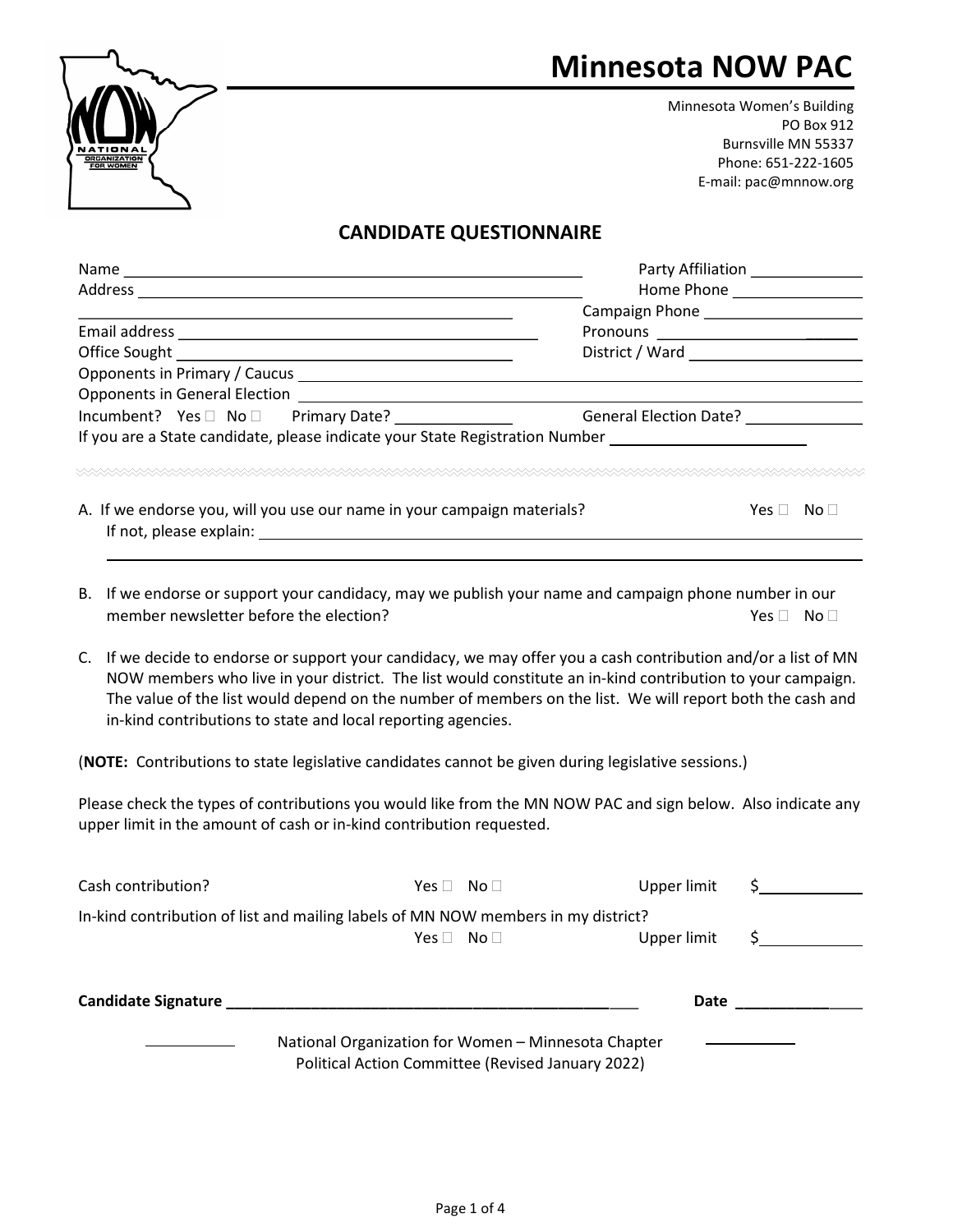# Minnesota NOW PAC

Minnesota Women's Building
PO Box 912
Burnsville MN 55337
Phone: 651-222-1605
E-mail: pac@mnnow.org

## CANDIDATE QUESTIONNAIRE

Name ______________________________________________ Party Affiliation ____________

Address ______________________________________________ Home Phone ______________

_______________________________________________ Campaign Phone _________________

Email address ______________________________________ Pronouns _______________________

Office Sought __________________________________ District / Ward ___________________

Opponents in Primary / Caucus ______________________________________________________________

Opponents in General Election ______________________________________________________________

Incumbent? Yes ☐ No ☐ Primary Date? ____________ General Election Date? ____________

If you are a State candidate, please indicate your State Registration Number ____________________

A. If we endorse you, will you use our name in your campaign materials? Yes ☐ No ☐
   If not, please explain: ______________________________________________________________

   ______________________________________________________________________________

B. If we endorse or support your candidacy, may we publish your name and campaign phone number in our member newsletter before the election? Yes ☐ No ☐

C. If we decide to endorse or support your candidacy, we may offer you a cash contribution and/or a list of MN NOW members who live in your district. The list would constitute an in-kind contribution to your campaign. The value of the list would depend on the number of members on the list. We will report both the cash and in-kind contributions to state and local reporting agencies.

(**NOTE:** Contributions to state legislative candidates cannot be given during legislative sessions.)

Please check the types of contributions you would like from the MN NOW PAC and sign below. Also indicate any upper limit in the amount of cash or in-kind contribution requested.

Cash contribution? Yes ☐ No ☐ Upper limit $__________

In-kind contribution of list and mailing labels of MN NOW members in my district?
Yes ☐ No ☐ Upper limit $__________

**Candidate Signature** _____________________________________________ **Date** ___________

National Organization for Women – Minnesota Chapter
Political Action Committee (Revised January 2022)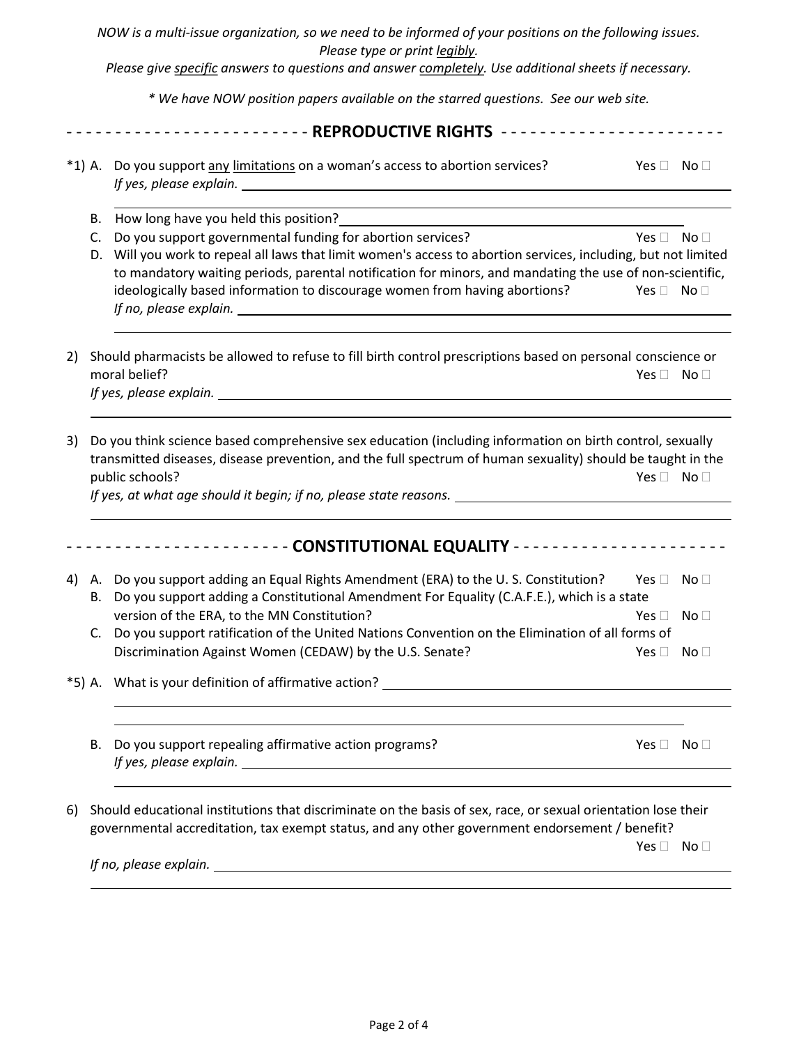*NOW is a multi-issue organization, so we need to be informed of your positions on the following issues.*
*Please type or print legibly.*
*Please give specific answers to questions and answer completely. Use additional sheets if necessary.*

*\* We have NOW position papers available on the starred questions. See our web site.*

## REPRODUCTIVE RIGHTS

*1) A. Do you support any limitations on a woman's access to abortion services? Yes ☐ No ☐
*If yes, please explain.* \_\_\_\_\_\_\_\_\_\_\_\_\_\_\_\_\_\_\_\_

B. How long have you held this position? \_\_\_\_\_\_\_\_\_\_\_\_\_\_\_\_\_\_\_\_

C. Do you support governmental funding for abortion services? Yes ☐ No ☐

D. Will you work to repeal all laws that limit women's access to abortion services, including, but not limited to mandatory waiting periods, parental notification for minors, and mandating the use of non-scientific, ideologically based information to discourage women from having abortions? Yes ☐ No ☐
*If no, please explain.* \_\_\_\_\_\_\_\_\_\_\_\_\_\_\_\_\_\_\_\_

2) Should pharmacists be allowed to refuse to fill birth control prescriptions based on personal conscience or moral belief? Yes ☐ No ☐
*If yes, please explain.* \_\_\_\_\_\_\_\_\_\_\_\_\_\_\_\_\_\_\_\_

3) Do you think science based comprehensive sex education (including information on birth control, sexually transmitted diseases, disease prevention, and the full spectrum of human sexuality) should be taught in the public schools? Yes ☐ No ☐
*If yes, at what age should it begin; if no, please state reasons.* \_\_\_\_\_\_\_\_\_\_\_\_\_\_\_\_\_\_\_\_

## CONSTITUTIONAL EQUALITY

4) A. Do you support adding an Equal Rights Amendment (ERA) to the U. S. Constitution? Yes ☐ No ☐

B. Do you support adding a Constitutional Amendment For Equality (C.A.F.E.), which is a state version of the ERA, to the MN Constitution? Yes ☐ No ☐

C. Do you support ratification of the United Nations Convention on the Elimination of all forms of Discrimination Against Women (CEDAW) by the U.S. Senate? Yes ☐ No ☐

*5) A. What is your definition of affirmative action? \_\_\_\_\_\_\_\_\_\_\_\_\_\_\_\_\_\_\_\_

B. Do you support repealing affirmative action programs? Yes ☐ No ☐
*If yes, please explain.* \_\_\_\_\_\_\_\_\_\_\_\_\_\_\_\_\_\_\_\_

6) Should educational institutions that discriminate on the basis of sex, race, or sexual orientation lose their governmental accreditation, tax exempt status, and any other government endorsement / benefit? Yes ☐ No ☐
*If no, please explain.* \_\_\_\_\_\_\_\_\_\_\_\_\_\_\_\_\_\_\_\_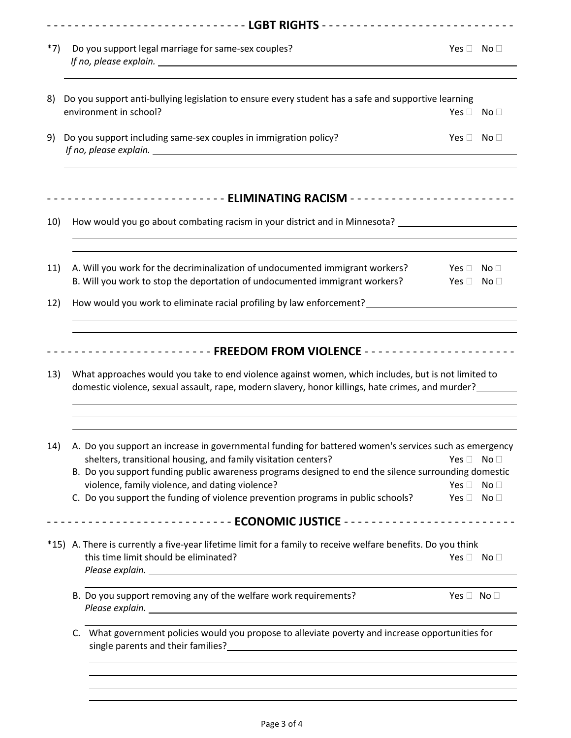## LGBT RIGHTS

*7) Do you support legal marriage for same-sex couples? Yes ☐ No ☐
*If no, please explain.*

8) Do you support anti-bullying legislation to ensure every student has a safe and supportive learning environment in school? Yes ☐ No ☐

9) Do you support including same-sex couples in immigration policy? Yes ☐ No ☐
*If no, please explain.*

## ELIMINATING RACISM

10) How would you go about combating racism in your district and in Minnesota?

11) A. Will you work for the decriminalization of undocumented immigrant workers? Yes ☐ No ☐
B. Will you work to stop the deportation of undocumented immigrant workers? Yes ☐ No ☐

12) How would you work to eliminate racial profiling by law enforcement?

## FREEDOM FROM VIOLENCE

13) What approaches would you take to end violence against women, which includes, but is not limited to domestic violence, sexual assault, rape, modern slavery, honor killings, hate crimes, and murder?

14) A. Do you support an increase in governmental funding for battered women's services such as emergency shelters, transitional housing, and family visitation centers? Yes ☐ No ☐
B. Do you support funding public awareness programs designed to end the silence surrounding domestic violence, family violence, and dating violence? Yes ☐ No ☐
C. Do you support the funding of violence prevention programs in public schools? Yes ☐ No ☐

## ECONOMIC JUSTICE

*15) A. There is currently a five-year lifetime limit for a family to receive welfare benefits. Do you think this time limit should be eliminated? Yes ☐ No ☐
*Please explain.*

B. Do you support removing any of the welfare work requirements? Yes ☐ No ☐
*Please explain.*

C. What government policies would you propose to alleviate poverty and increase opportunities for single parents and their families?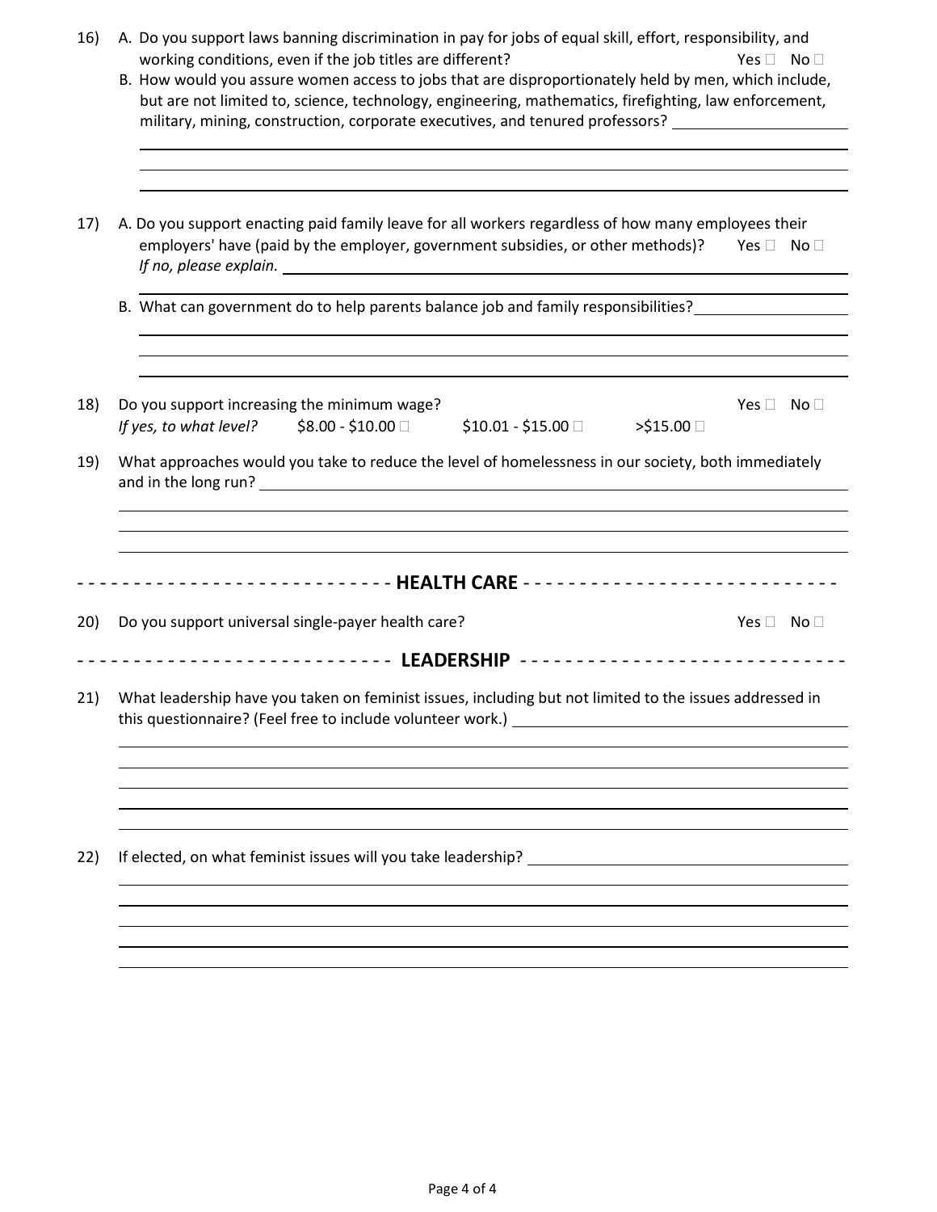16) A. Do you support laws banning discrimination in pay for jobs of equal skill, effort, responsibility, and working conditions, even if the job titles are different? Yes ☐ No ☐

B. How would you assure women access to jobs that are disproportionately held by men, which include, but are not limited to, science, technology, engineering, mathematics, firefighting, law enforcement, military, mining, construction, corporate executives, and tenured professors? \_\_\_\_\_\_\_\_\_\_\_\_\_\_\_\_\_\_\_\_

17) A. Do you support enacting paid family leave for all workers regardless of how many employees their employers' have (paid by the employer, government subsidies, or other methods)? Yes ☐ No ☐

*If no, please explain.* \_\_\_\_\_\_\_\_\_\_\_\_\_\_\_\_\_\_\_\_

B. What can government do to help parents balance job and family responsibilities? \_\_\_\_\_\_\_\_\_\_\_\_\_\_\_\_\_\_\_\_

18) Do you support increasing the minimum wage? Yes ☐ No ☐

*If yes, to what level?* $8.00 - $10.00 ☐ $10.01 - $15.00 ☐ >$15.00 ☐

19) What approaches would you take to reduce the level of homelessness in our society, both immediately and in the long run? \_\_\_\_\_\_\_\_\_\_\_\_\_\_\_\_\_\_\_\_

## HEALTH CARE

20) Do you support universal single-payer health care? Yes ☐ No ☐

## LEADERSHIP

21) What leadership have you taken on feminist issues, including but not limited to the issues addressed in this questionnaire? (Feel free to include volunteer work.) \_\_\_\_\_\_\_\_\_\_\_\_\_\_\_\_\_\_\_\_

22) If elected, on what feminist issues will you take leadership? \_\_\_\_\_\_\_\_\_\_\_\_\_\_\_\_\_\_\_\_